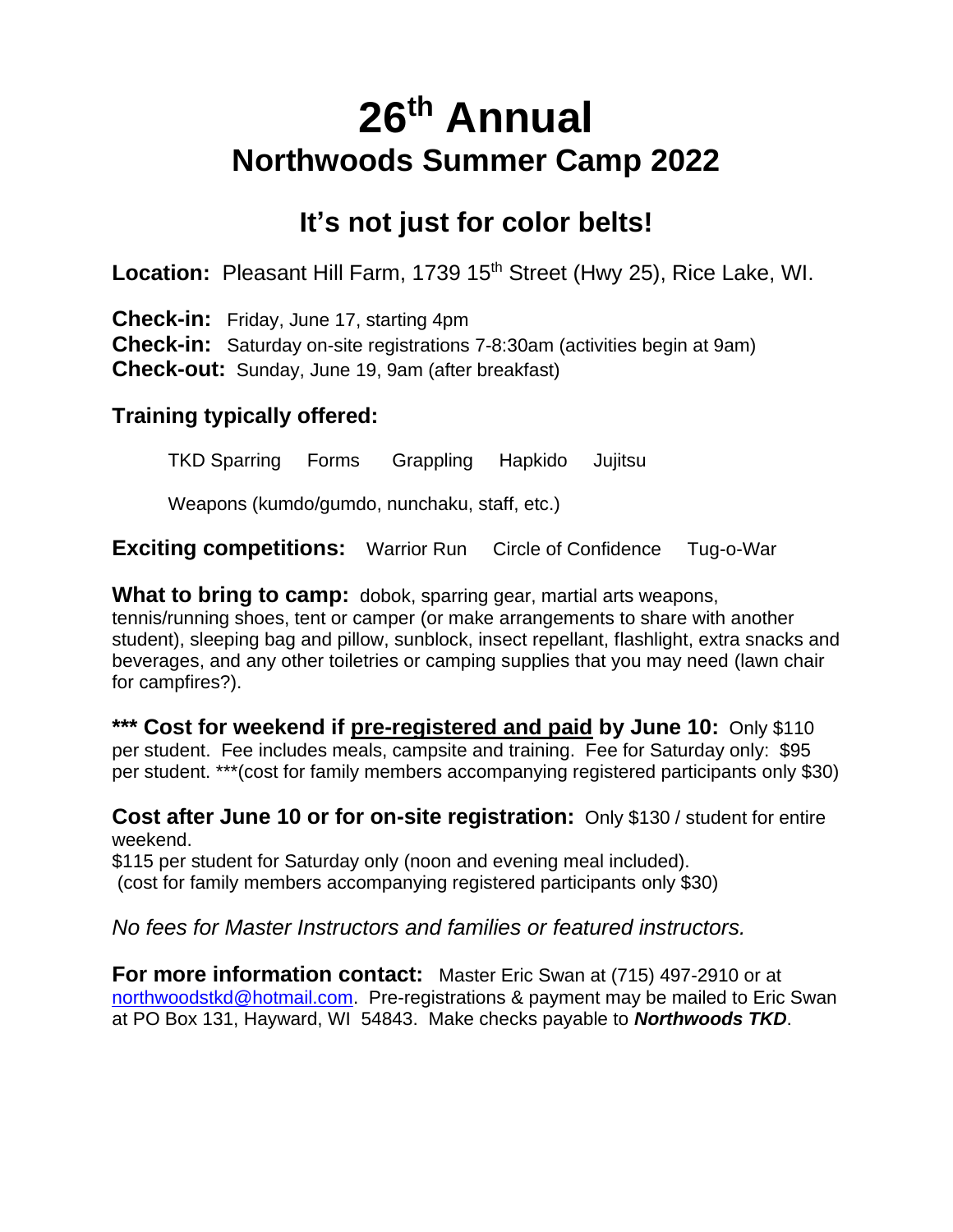# 26th Annual
## Northwoods Summer Camp 2022

## It's not just for color belts!

**Location:** Pleasant Hill Farm, 1739 15th Street (Hwy 25), Rice Lake, WI.

**Check-in:** Friday, June 17, starting 4pm
**Check-in:** Saturday on-site registrations 7-8:30am (activities begin at 9am)
**Check-out:** Sunday, June 19, 9am (after breakfast)

### Training typically offered:

TKD Sparring Forms Grappling Hapkido Jujitsu

Weapons (kumdo/gumdo, nunchaku, staff, etc.)

**Exciting competitions:** Warrior Run Circle of Confidence Tug-o-War

**What to bring to camp:** dobok, sparring gear, martial arts weapons, tennis/running shoes, tent or camper (or make arrangements to share with another student), sleeping bag and pillow, sunblock, insect repellant, flashlight, extra snacks and beverages, and any other toiletries or camping supplies that you may need (lawn chair for campfires?).

**\*\*\* Cost for weekend if pre-registered and paid by June 10:** Only $110 per student. Fee includes meals, campsite and training. Fee for Saturday only: $95 per student. \*\*\*(cost for family members accompanying registered participants only $30)

**Cost after June 10 or for on-site registration:** Only $130 / student for entire weekend.
$115 per student for Saturday only (noon and evening meal included).
(cost for family members accompanying registered participants only $30)

*No fees for Master Instructors and families or featured instructors.*

**For more information contact:** Master Eric Swan at (715) 497-2910 or at northwoodstkd@hotmail.com. Pre-registrations & payment may be mailed to Eric Swan at PO Box 131, Hayward, WI 54843. Make checks payable to ***Northwoods TKD***.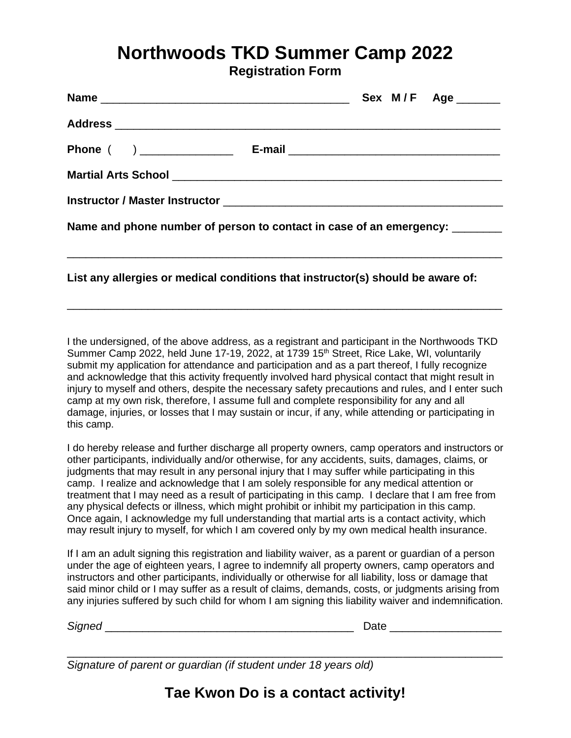# Northwoods TKD Summer Camp 2022

## Registration Form

**Name** ________________________________________ **Sex M / F Age** _______

**Address** ____________________________________________________________

**Phone** ( ) _______________ **E-mail** __________________________________

**Martial Arts School** ____________________________________________________

**Instructor / Master Instructor** ______________________________________________

**Name and phone number of person to contact in case of an emergency:** ________

_________________________________________________________________________

**List any allergies or medical conditions that instructor(s) should be aware of:**

_________________________________________________________________________

I the undersigned, of the above address, as a registrant and participant in the Northwoods TKD Summer Camp 2022, held June 17-19, 2022, at 1739 15th Street, Rice Lake, WI, voluntarily submit my application for attendance and participation and as a part thereof, I fully recognize and acknowledge that this activity frequently involved hard physical contact that might result in injury to myself and others, despite the necessary safety precautions and rules, and I enter such camp at my own risk, therefore, I assume full and complete responsibility for any and all damage, injuries, or losses that I may sustain or incur, if any, while attending or participating in this camp.

I do hereby release and further discharge all property owners, camp operators and instructors or other participants, individually and/or otherwise, for any accidents, suits, damages, claims, or judgments that may result in any personal injury that I may suffer while participating in this camp. I realize and acknowledge that I am solely responsible for any medical attention or treatment that I may need as a result of participating in this camp. I declare that I am free from any physical defects or illness, which might prohibit or inhibit my participation in this camp. Once again, I acknowledge my full understanding that martial arts is a contact activity, which may result injury to myself, for which I am covered only by my own medical health insurance.

If I am an adult signing this registration and liability waiver, as a parent or guardian of a person under the age of eighteen years, I agree to indemnify all property owners, camp operators and instructors and other participants, individually or otherwise for all liability, loss or damage that said minor child or I may suffer as a result of claims, demands, costs, or judgments arising from any injuries suffered by such child for whom I am signing this liability waiver and indemnification.

*Signed* __________________________________________ Date __________________

_________________________________________________________________________
*Signature of parent or guardian (if student under 18 years old)*

## Tae Kwon Do is a contact activity!